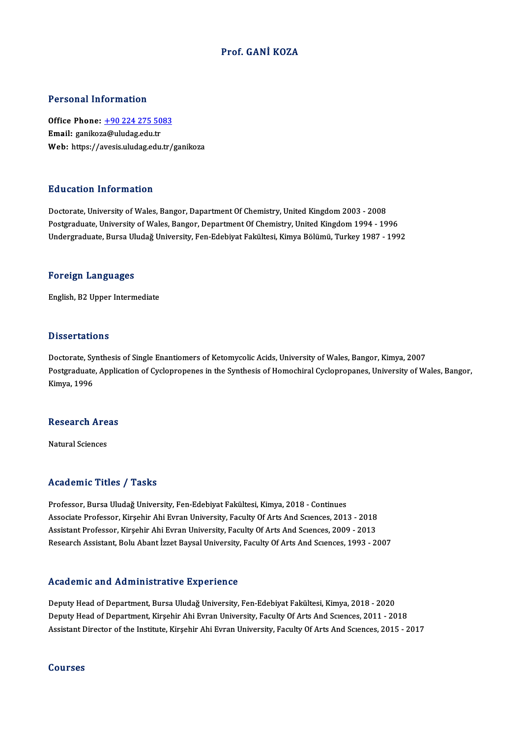# Prof. GANİ KOZA

## Personal Information

**Office Phone:** +90 224 275 5083
**Email:** ganikoza@uludag.edu.tr
**Web:** https://avesis.uludag.edu.tr/ganikoza

## Education Information

Doctorate, University of Wales, Bangor, Dapartment Of Chemistry, United Kingdom 2003 - 2008
Postgraduate, University of Wales, Bangor, Department Of Chemistry, United Kingdom 1994 - 1996
Undergraduate, Bursa Uludağ University, Fen-Edebiyat Fakültesi, Kimya Bölümü, Turkey 1987 - 1992

## Foreign Languages

English, B2 Upper Intermediate

## Dissertations

Doctorate, Synthesis of Single Enantiomers of Ketomycolic Acids, University of Wales, Bangor, Kimya, 2007
Postgraduate, Application of Cyclopropenes in the Synthesis of Homochiral Cyclopropanes, University of Wales, Bangor, Kimya, 1996

## Research Areas

Natural Sciences

## Academic Titles / Tasks

Professor, Bursa Uludağ University, Fen-Edebiyat Fakültesi, Kimya, 2018 - Continues
Associate Professor, Kirşehir Ahi Evran University, Faculty Of Arts And Scıences, 2013 - 2018
Assistant Professor, Kirşehir Ahi Evran University, Faculty Of Arts And Scıences, 2009 - 2013
Research Assistant, Bolu Abant İzzet Baysal University, Faculty Of Arts And Scıences, 1993 - 2007

## Academic and Administrative Experience

Deputy Head of Department, Bursa Uludağ University, Fen-Edebiyat Fakültesi, Kimya, 2018 - 2020
Deputy Head of Department, Kirşehir Ahi Evran University, Faculty Of Arts And Scıences, 2011 - 2018
Assistant Director of the Institute, Kirşehir Ahi Evran University, Faculty Of Arts And Scıences, 2015 - 2017

## Courses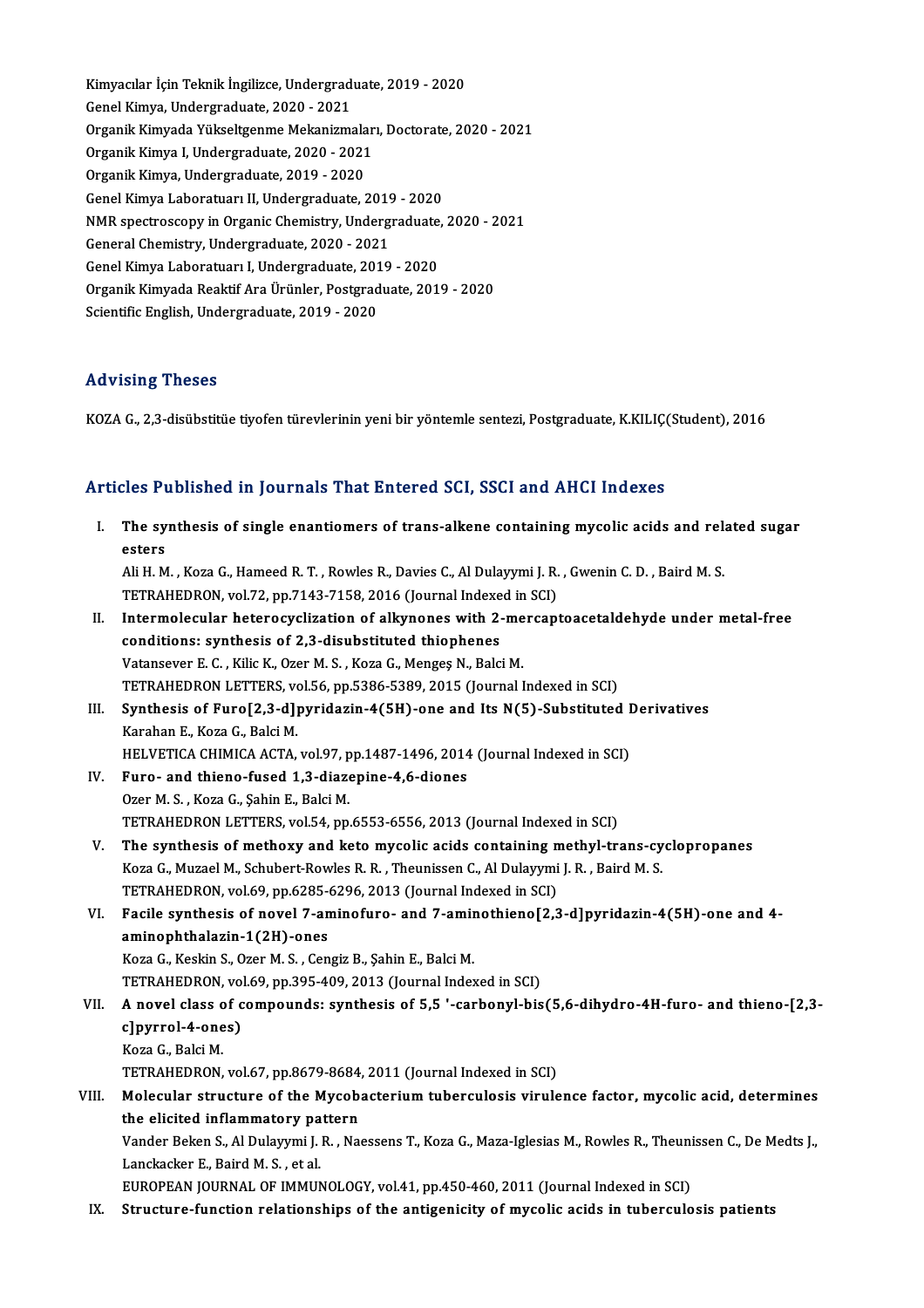Kimyacılar İçin Teknik İngilizce, Undergraduate, 2019 - 2020
Genel Kimya, Undergraduate, 2020 - 2021
Organik Kimyada Yükseltgenme Mekanizmaları, Doctorate, 2020 - 2021
Organik Kimya I, Undergraduate, 2020 - 2021
Organik Kimya, Undergraduate, 2019 - 2020
Genel Kimya Laboratuarı II, Undergraduate, 2019 - 2020
NMR spectroscopy in Organic Chemistry, Undergraduate, 2020 - 2021
General Chemistry, Undergraduate, 2020 - 2021
Genel Kimya Laboratuarı I, Undergraduate, 2019 - 2020
Organik Kimyada Reaktif Ara Ürünler, Postgraduate, 2019 - 2020
Scientific English, Undergraduate, 2019 - 2020

## Advising Theses

KOZA G., 2,3-disübstitüe tiyofen türevlerinin yeni bir yöntemle sentezi, Postgraduate, K.KILIÇ(Student), 2016

## Articles Published in Journals That Entered SCI, SSCI and AHCI Indexes

I. **The synthesis of single enantiomers of trans-alkene containing mycolic acids and related sugar esters**
Ali H. M. , Koza G., Hameed R. T. , Rowles R., Davies C., Al Dulayymi J. R. , Gwenin C. D. , Baird M. S.
TETRAHEDRON, vol.72, pp.7143-7158, 2016 (Journal Indexed in SCI)

II. **Intermolecular heterocyclization of alkynones with 2-mercaptoacetaldehyde under metal-free conditions: synthesis of 2,3-disubstituted thiophenes**
Vatansever E. C. , Kilic K., Ozer M. S. , Koza G., Mengeş N., Balci M.
TETRAHEDRON LETTERS, vol.56, pp.5386-5389, 2015 (Journal Indexed in SCI)

III. **Synthesis of Furo[2,3-d]pyridazin-4(5H)-one and Its N(5)-Substituted Derivatives**
Karahan E., Koza G., Balci M.
HELVETICA CHIMICA ACTA, vol.97, pp.1487-1496, 2014 (Journal Indexed in SCI)

IV. **Furo- and thieno-fused 1,3-diazepine-4,6-diones**
Ozer M. S. , Koza G., Şahin E., Balci M.
TETRAHEDRON LETTERS, vol.54, pp.6553-6556, 2013 (Journal Indexed in SCI)

V. **The synthesis of methoxy and keto mycolic acids containing methyl-trans-cyclopropanes**
Koza G., Muzael M., Schubert-Rowles R. R. , Theunissen C., Al Dulayymi J. R. , Baird M. S.
TETRAHEDRON, vol.69, pp.6285-6296, 2013 (Journal Indexed in SCI)

VI. **Facile synthesis of novel 7-aminofuro- and 7-aminothieno[2,3-d]pyridazin-4(5H)-one and 4-aminophthalazin-1(2H)-ones**
Koza G., Keskin S., Ozer M. S. , Cengiz B., Şahin E., Balci M.
TETRAHEDRON, vol.69, pp.395-409, 2013 (Journal Indexed in SCI)

VII. **A novel class of compounds: synthesis of 5,5 '-carbonyl-bis(5,6-dihydro-4H-furo- and thieno-[2,3-c]pyrrol-4-ones)**
Koza G., Balci M.
TETRAHEDRON, vol.67, pp.8679-8684, 2011 (Journal Indexed in SCI)

VIII. **Molecular structure of the Mycobacterium tuberculosis virulence factor, mycolic acid, determines the elicited inflammatory pattern**
Vander Beken S., Al Dulayymi J. R. , Naessens T., Koza G., Maza-Iglesias M., Rowles R., Theunissen C., De Medts J., Lanckacker E., Baird M. S. , et al.
EUROPEAN JOURNAL OF IMMUNOLOGY, vol.41, pp.450-460, 2011 (Journal Indexed in SCI)

IX. **Structure-function relationships of the antigenicity of mycolic acids in tuberculosis patients**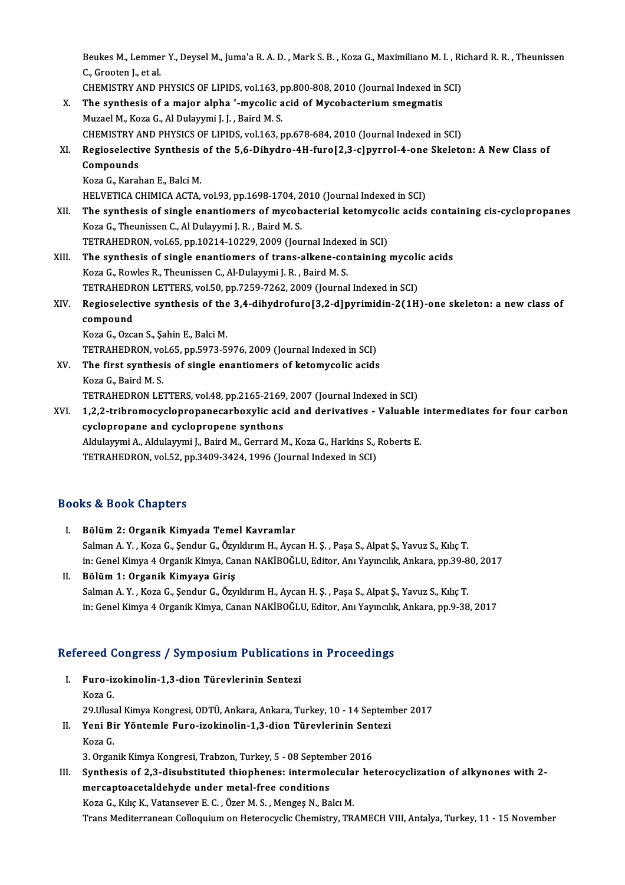Beukes M., Lemmer Y., Deysel M., Juma'a R. A. D. , Mark S. B. , Koza G., Maximiliano M. I. , Richard R. R. , Theunissen C., Grooten J., et al.
CHEMISTRY AND PHYSICS OF LIPIDS, vol.163, pp.800-808, 2010 (Journal Indexed in SCI)

X. **The synthesis of a major alpha '-mycolic acid of Mycobacterium smegmatis**
Muzael M., Koza G., Al Dulayymi J. J. , Baird M. S.
CHEMISTRY AND PHYSICS OF LIPIDS, vol.163, pp.678-684, 2010 (Journal Indexed in SCI)

XI. **Regioselective Synthesis of the 5,6-Dihydro-4H-furo[2,3-c]pyrrol-4-one Skeleton: A New Class of Compounds**
Koza G., Karahan E., Balci M.
HELVETICA CHIMICA ACTA, vol.93, pp.1698-1704, 2010 (Journal Indexed in SCI)

XII. **The synthesis of single enantiomers of mycobacterial ketomycolic acids containing cis-cyclopropanes**
Koza G., Theunissen C., Al Dulayymi J. R. , Baird M. S.
TETRAHEDRON, vol.65, pp.10214-10229, 2009 (Journal Indexed in SCI)

XIII. **The synthesis of single enantiomers of trans-alkene-containing mycolic acids**
Koza G., Rowles R., Theunissen C., Al-Dulayymi J. R. , Baird M. S.
TETRAHEDRON LETTERS, vol.50, pp.7259-7262, 2009 (Journal Indexed in SCI)

XIV. **Regioselective synthesis of the 3,4-dihydrofuro[3,2-d]pyrimidin-2(1H)-one skeleton: a new class of compound**
Koza G., Ozcan S., Şahin E., Balci M.
TETRAHEDRON, vol.65, pp.5973-5976, 2009 (Journal Indexed in SCI)

XV. **The first synthesis of single enantiomers of ketomycolic acids**
Koza G., Baird M. S.
TETRAHEDRON LETTERS, vol.48, pp.2165-2169, 2007 (Journal Indexed in SCI)

XVI. **1,2,2-tribromocyclopropanecarboxylic acid and derivatives - Valuable intermediates for four carbon cyclopropane and cyclopropene synthons**
Aldulayymi A., Aldulayymi J., Baird M., Gerrard M., Koza G., Harkins S., Roberts E.
TETRAHEDRON, vol.52, pp.3409-3424, 1996 (Journal Indexed in SCI)

## Books & Book Chapters

I. **Bölüm 2: Organik Kimyada Temel Kavramlar**
Salman A. Y. , Koza G., Şendur G., Özyıldırım H., Aycan H. Ş. , Paşa S., Alpat Ş., Yavuz S., Kılıç T.
in: Genel Kimya 4 Organik Kimya, Canan NAKİBOĞLU, Editor, Anı Yayıncılık, Ankara, pp.39-80, 2017

II. **Bölüm 1: Organik Kimyaya Giriş**
Salman A. Y. , Koza G., Şendur G., Özyıldırım H., Aycan H. Ş. , Paşa S., Alpat Ş., Yavuz S., Kılıç T.
in: Genel Kimya 4 Organik Kimya, Canan NAKİBOĞLU, Editor, Anı Yayıncılık, Ankara, pp.9-38, 2017

## Refereed Congress / Symposium Publications in Proceedings

I. **Furo-izokinolin-1,3-dion Türevlerinin Sentezi**
Koza G.
29.Ulusal Kimya Kongresi, ODTÜ, Ankara, Ankara, Turkey, 10 - 14 September 2017

II. **Yeni Bir Yöntemle Furo-izokinolin-1,3-dion Türevlerinin Sentezi**
Koza G.
3. Organik Kimya Kongresi, Trabzon, Turkey, 5 - 08 September 2016

III. **Synthesis of 2,3-disubstituted thiophenes: intermolecular heterocyclization of alkynones with 2-mercaptoacetaldehyde under metal-free conditions**
Koza G., Kılıç K., Vatansever E. C. , Özer M. S. , Mengeş N., Balcı M.
Trans Mediterranean Colloquium on Heterocyclic Chemistry, TRAMECH VIII, Antalya, Turkey, 11 - 15 November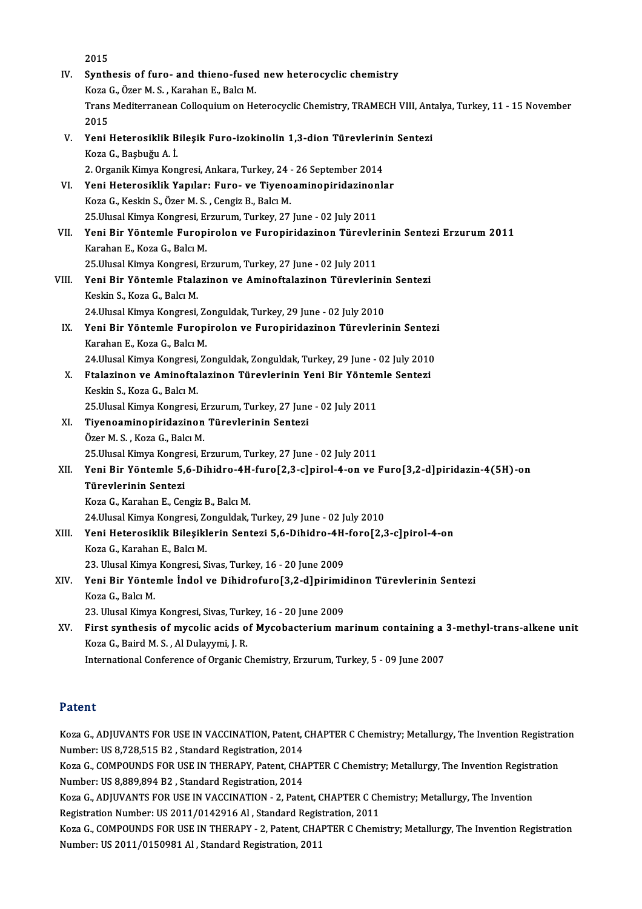2015

IV. **Synthesis of furo- and thieno-fused new heterocyclic chemistry**
Koza G., Özer M. S. , Karahan E., Balcı M.
Trans Mediterranean Colloquium on Heterocyclic Chemistry, TRAMECH VIII, Antalya, Turkey, 11 - 15 November 2015

V. **Yeni Heterosiklik Bileşik Furo-izokinolin 1,3-dion Türevlerinin Sentezi**
Koza G., Başbuğu A. İ.
2. Organik Kimya Kongresi, Ankara, Turkey, 24 - 26 September 2014

VI. **Yeni Heterosiklik Yapılar: Furo- ve Tiyenoaminopiridazinonlar**
Koza G., Keskin S., Özer M. S. , Cengiz B., Balcı M.
25.Ulusal Kimya Kongresi, Erzurum, Turkey, 27 June - 02 July 2011

VII. **Yeni Bir Yöntemle Furopirolon ve Furopiridazinon Türevlerinin Sentezi Erzurum 2011**
Karahan E., Koza G., Balcı M.
25.Ulusal Kimya Kongresi, Erzurum, Turkey, 27 June - 02 July 2011

VIII. **Yeni Bir Yöntemle Ftalazinon ve Aminoftalazinon Türevlerinin Sentezi**
Keskin S., Koza G., Balcı M.
24.Ulusal Kimya Kongresi, Zonguldak, Turkey, 29 June - 02 July 2010

IX. **Yeni Bir Yöntemle Furopirolon ve Furopiridazinon Türevlerinin Sentezi**
Karahan E., Koza G., Balcı M.
24.Ulusal Kimya Kongresi, Zonguldak, Zonguldak, Turkey, 29 June - 02 July 2010

X. **Ftalazinon ve Aminoftalazinon Türevlerinin Yeni Bir Yöntemle Sentezi**
Keskin S., Koza G., Balcı M.
25.Ulusal Kimya Kongresi, Erzurum, Turkey, 27 June - 02 July 2011

XI. **Tiyenoaminopiridazinon Türevlerinin Sentezi**
Özer M. S. , Koza G., Balcı M.
25.Ulusal Kimya Kongresi, Erzurum, Turkey, 27 June - 02 July 2011

XII. **Yeni Bir Yöntemle 5,6-Dihidro-4H-furo[2,3-c]pirol-4-on ve Furo[3,2-d]piridazin-4(5H)-on Türevlerinin Sentezi**
Koza G., Karahan E., Cengiz B., Balcı M.
24.Ulusal Kimya Kongresi, Zonguldak, Turkey, 29 June - 02 July 2010

XIII. **Yeni Heterosiklik Bileşiklerin Sentezi 5,6-Dihidro-4H-foro[2,3-c]pirol-4-on**
Koza G., Karahan E., Balcı M.
23. Ulusal Kimya Kongresi, Sivas, Turkey, 16 - 20 June 2009

XIV. **Yeni Bir Yöntemle İndol ve Dihidrofuro[3,2-d]pirimidinon Türevlerinin Sentezi**
Koza G., Balcı M.
23. Ulusal Kimya Kongresi, Sivas, Turkey, 16 - 20 June 2009

XV. **First synthesis of mycolic acids of Mycobacterium marinum containing a 3-methyl-trans-alkene unit**
Koza G., Baird M. S. , Al Dulayymi, J. R.
International Conference of Organic Chemistry, Erzurum, Turkey, 5 - 09 June 2007

## Patent

Koza G., ADJUVANTS FOR USE IN VACCINATION, Patent, CHAPTER C Chemistry; Metallurgy, The Invention Registration Number: US 8,728,515 B2 , Standard Registration, 2014

Koza G., COMPOUNDS FOR USE IN THERAPY, Patent, CHAPTER C Chemistry; Metallurgy, The Invention Registration Number: US 8,889,894 B2 , Standard Registration, 2014

Koza G., ADJUVANTS FOR USE IN VACCINATION - 2, Patent, CHAPTER C Chemistry; Metallurgy, The Invention Registration Number: US 2011/0142916 Al , Standard Registration, 2011

Koza G., COMPOUNDS FOR USE IN THERAPY - 2, Patent, CHAPTER C Chemistry; Metallurgy, The Invention Registration Number: US 2011/0150981 Al , Standard Registration, 2011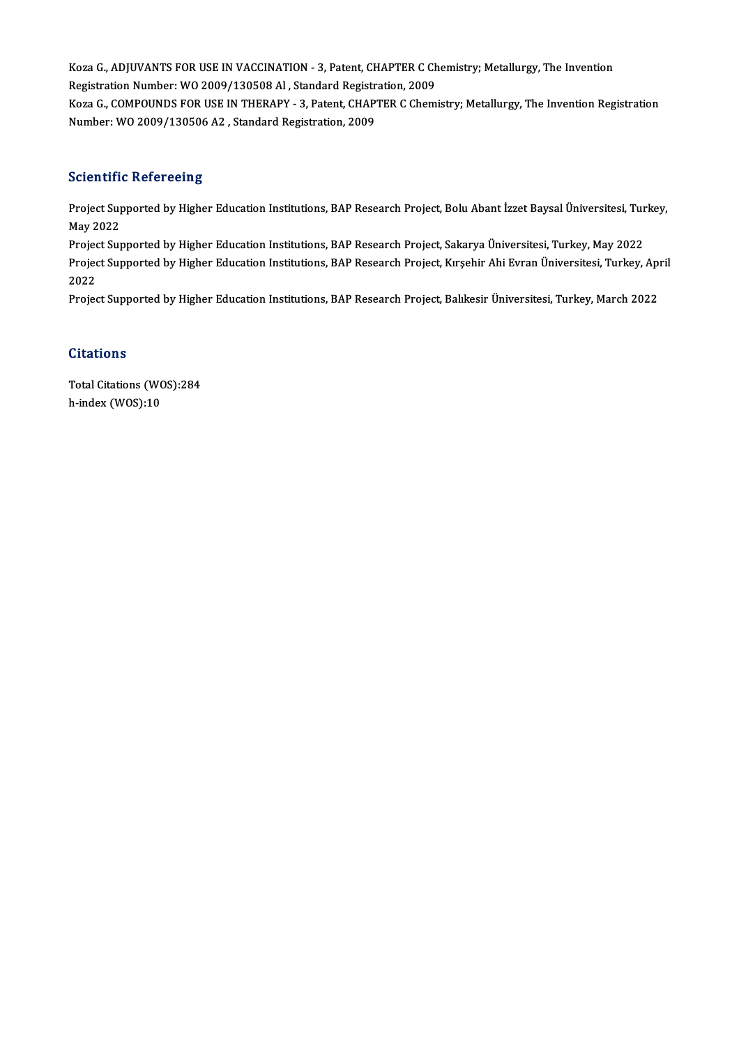Koza G., ADJUVANTS FOR USE IN VACCINATION - 3, Patent, CHAPTER C Chemistry; Metallurgy, The Invention Registration Number: WO 2009/130508 Al , Standard Registration, 2009

Koza G., COMPOUNDS FOR USE IN THERAPY - 3, Patent, CHAPTER C Chemistry; Metallurgy, The Invention Registration Number: WO 2009/130506 A2 , Standard Registration, 2009

## Scientific Refereeing

Project Supported by Higher Education Institutions, BAP Research Project, Bolu Abant İzzet Baysal Üniversitesi, Turkey, May 2022

Project Supported by Higher Education Institutions, BAP Research Project, Sakarya Üniversitesi, Turkey, May 2022

Project Supported by Higher Education Institutions, BAP Research Project, Kırşehir Ahi Evran Üniversitesi, Turkey, April 2022

Project Supported by Higher Education Institutions, BAP Research Project, Balıkesir Üniversitesi, Turkey, March 2022

## Citations

Total Citations (WOS):284

h-index (WOS):10